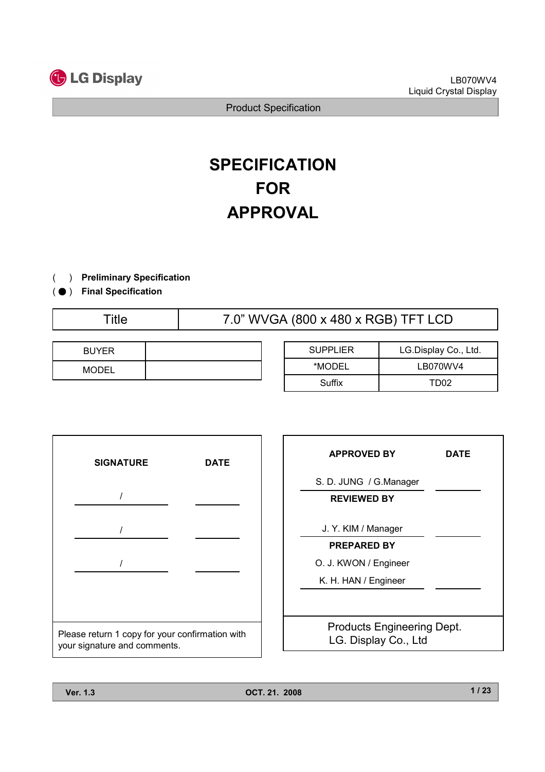LB070WV4
Liquid Crystal Display

Product Specification

# SPECIFICATION FOR APPROVAL

( ) **Preliminary Specification**
( ● ) **Final Specification**

| Title | 7.0" WVGA (800 x 480 x RGB) TFT LCD |
|---|---|

| BUYER | |
|---|---|
| MODEL | |

| SUPPLIER | LG.Display Co., Ltd. |
|---|---|
| *MODEL | LB070WV4 |
| Suffix | TD02 |

| SIGNATURE | DATE |
|---|---|
| / | |
| / | |
| / | |

Please return 1 copy for your confirmation with your signature and comments.

| APPROVED BY | DATE |
|---|---|
| S. D. JUNG / G.Manager | |
| **REVIEWED BY** | |
| J. Y. KIM / Manager | |
| **PREPARED BY** | |
| O. J. KWON / Engineer | |
| K. H. HAN / Engineer | |

Products Engineering Dept.
LG. Display Co., Ltd

Ver. 1.3 OCT. 21. 2008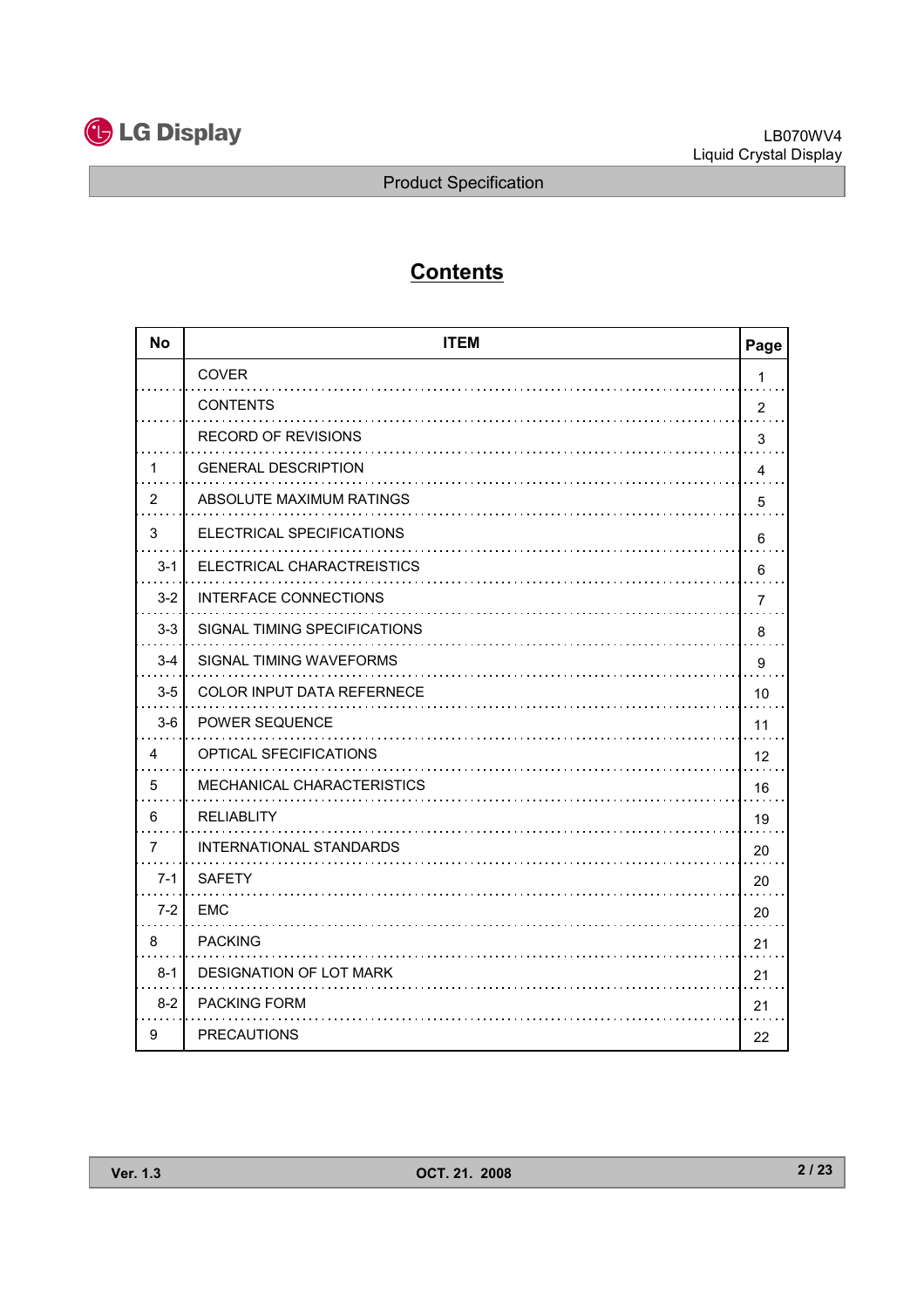# Contents

| No | ITEM | Page |
|---|---|---|
| | COVER | 1 |
| | CONTENTS | 2 |
| | RECORD OF REVISIONS | 3 |
| 1 | GENERAL DESCRIPTION | 4 |
| 2 | ABSOLUTE MAXIMUM RATINGS | 5 |
| 3 | ELECTRICAL SPECIFICATIONS | 6 |
| 3-1 | ELECTRICAL CHARACTREISTICS | 6 |
| 3-2 | INTERFACE CONNECTIONS | 7 |
| 3-3 | SIGNAL TIMING SPECIFICATIONS | 8 |
| 3-4 | SIGNAL TIMING WAVEFORMS | 9 |
| 3-5 | COLOR INPUT DATA REFERNECE | 10 |
| 3-6 | POWER SEQUENCE | 11 |
| 4 | OPTICAL SFECIFICATIONS | 12 |
| 5 | MECHANICAL CHARACTERISTICS | 16 |
| 6 | RELIABLITY | 19 |
| 7 | INTERNATIONAL STANDARDS | 20 |
| 7-1 | SAFETY | 20 |
| 7-2 | EMC | 20 |
| 8 | PACKING | 21 |
| 8-1 | DESIGNATION OF LOT MARK | 21 |
| 8-2 | PACKING FORM | 21 |
| 9 | PRECAUTIONS | 22 |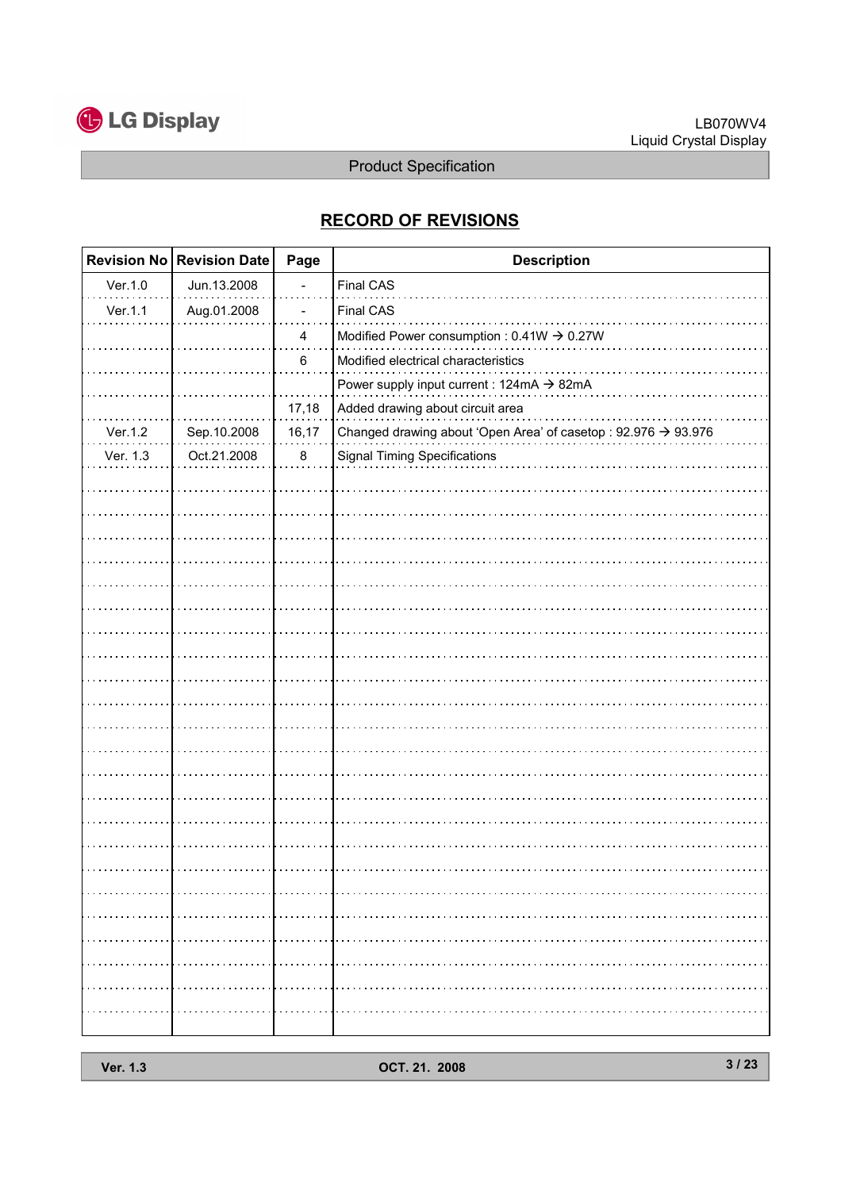## RECORD OF REVISIONS

| Revision No | Revision Date | Page | Description |
|---|---|---|---|
| Ver.1.0 | Jun.13.2008 | - | Final CAS |
| Ver.1.1 | Aug.01.2008 | - | Final CAS |
| | | 4 | Modified Power consumption : 0.41W → 0.27W |
| | | 6 | Modified electrical characteristics |
| | | | Power supply input current : 124mA → 82mA |
| | | 17,18 | Added drawing about circuit area |
| Ver.1.2 | Sep.10.2008 | 16,17 | Changed drawing about 'Open Area' of casetop : 92.976 → 93.976 |
| Ver. 1.3 | Oct.21.2008 | 8 | Signal Timing Specifications |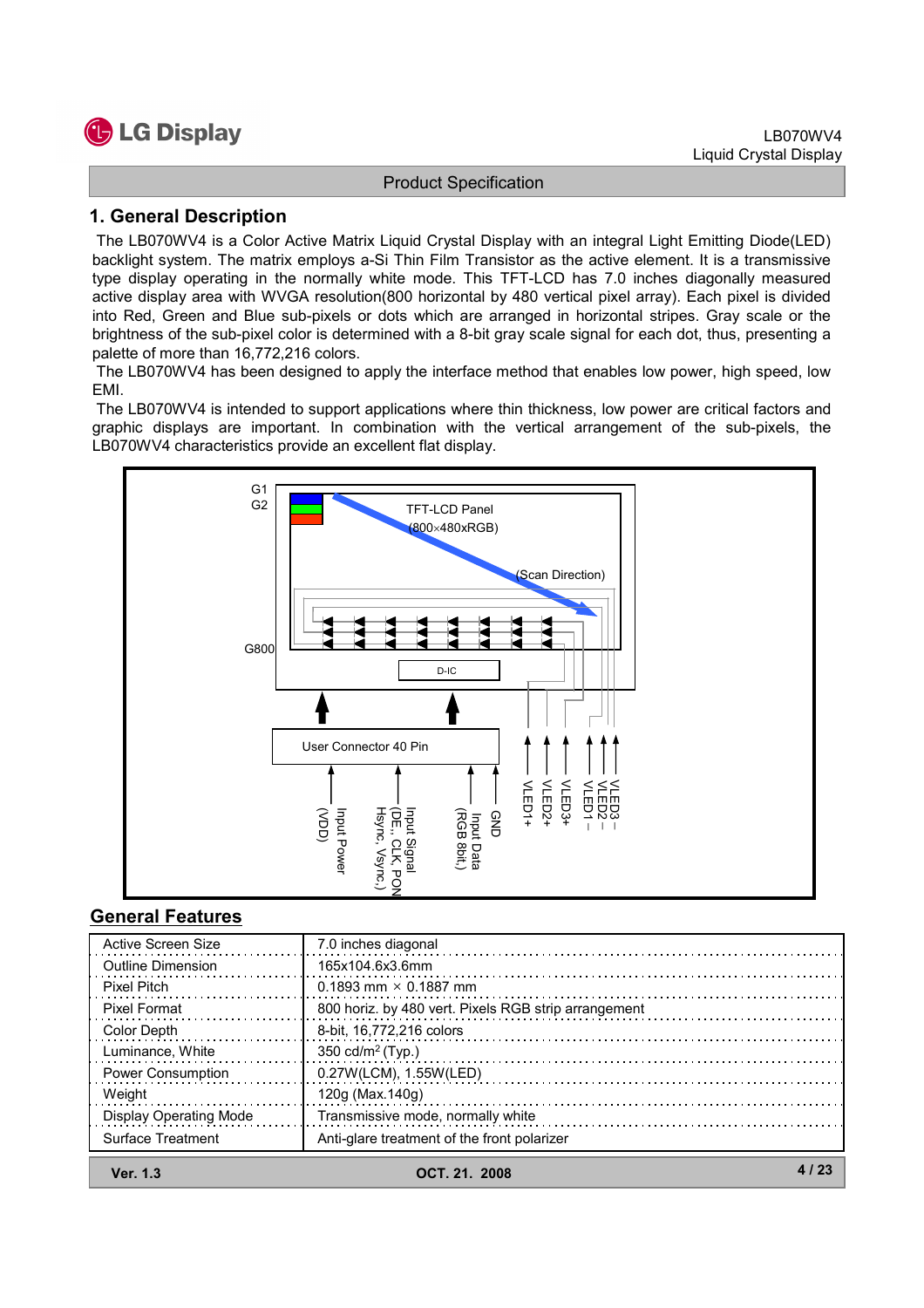## 1. General Description

The LB070WV4 is a Color Active Matrix Liquid Crystal Display with an integral Light Emitting Diode(LED) backlight system. The matrix employs a-Si Thin Film Transistor as the active element. It is a transmissive type display operating in the normally white mode. This TFT-LCD has 7.0 inches diagonally measured active display area with WVGA resolution(800 horizontal by 480 vertical pixel array). Each pixel is divided into Red, Green and Blue sub-pixels or dots which are arranged in horizontal stripes. Gray scale or the brightness of the sub-pixel color is determined with a 8-bit gray scale signal for each dot, thus, presenting a palette of more than 16,772,216 colors.

The LB070WV4 has been designed to apply the interface method that enables low power, high speed, low EMI.

The LB070WV4 is intended to support applications where thin thickness, low power are critical factors and graphic displays are important. In combination with the vertical arrangement of the sub-pixels, the LB070WV4 characteristics provide an excellent flat display.

G1
G2
TFT-LCD Panel
(800×480xRGB)
(Scan Direction)
G800
D-IC
User Connector 40 Pin
Input Power (VDD)
Input Signal (DE., CLK, PON Hsync, Vsync.)
Input Data (RGB 8bit.)
GND
VLED1+
VLED2+
VLED3+
VLED1 –
VLED2 –
VLED3 –

## General Features

| | |
|---|---|
| Active Screen Size | 7.0 inches diagonal |
| Outline Dimension | 165x104.6x3.6mm |
| Pixel Pitch | 0.1893 mm × 0.1887 mm |
| Pixel Format | 800 horiz. by 480 vert. Pixels RGB strip arrangement |
| Color Depth | 8-bit, 16,772,216 colors |
| Luminance, White | 350 cd/m$^2$ (Typ.) |
| Power Consumption | 0.27W(LCM), 1.55W(LED) |
| Weight | 120g (Max.140g) |
| Display Operating Mode | Transmissive mode, normally white |
| Surface Treatment | Anti-glare treatment of the front polarizer |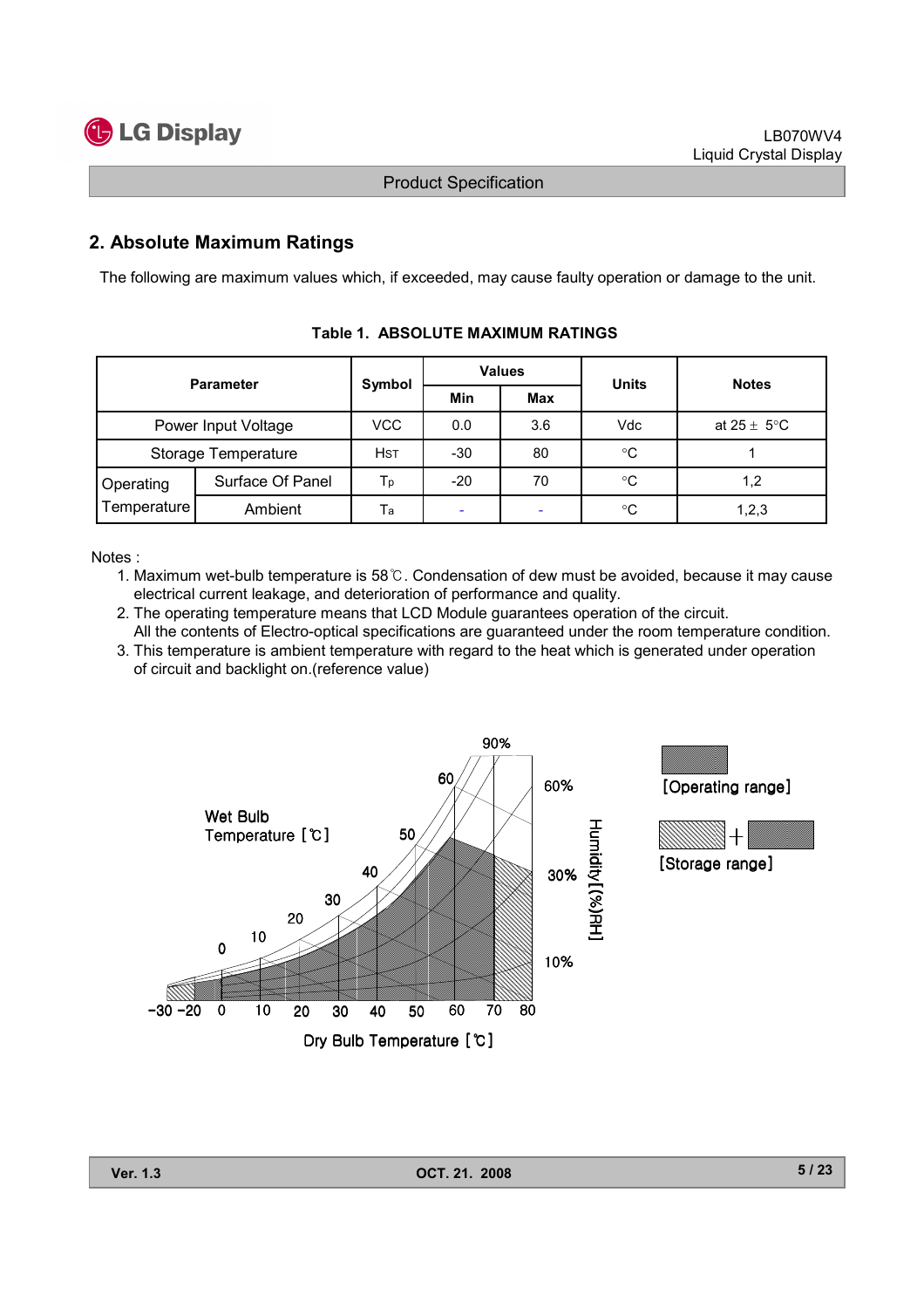## 2. Absolute Maximum Ratings

The following are maximum values which, if exceeded, may cause faulty operation or damage to the unit.

**Table 1. ABSOLUTE MAXIMUM RATINGS**

| Parameter | | Symbol | Values | | Units | Notes |
|---|---|---|---|---|---|---|
| | | | Min | Max | | |
| Power Input Voltage | | VCC | 0.0 | 3.6 | Vdc | at 25 ± 5°C |
| Storage Temperature | | HST | -30 | 80 | °C | 1 |
| Operating Temperature | Surface Of Panel | Tp | -20 | 70 | °C | 1,2 |
| | Ambient | Ta | - | - | °C | 1,2,3 |

Notes :

1. Maximum wet-bulb temperature is 58℃. Condensation of dew must be avoided, because it may cause electrical current leakage, and deterioration of performance and quality.
2. The operating temperature means that LCD Module guarantees operation of the circuit. All the contents of Electro-optical specifications are guaranteed under the room temperature condition.
3. This temperature is ambient temperature with regard to the heat which is generated under operation of circuit and backlight on.(reference value)

Wet Bulb Temperature [℃]

Humidity [(%)RH]

Dry Bulb Temperature [℃]

[Operating range]

[Storage range]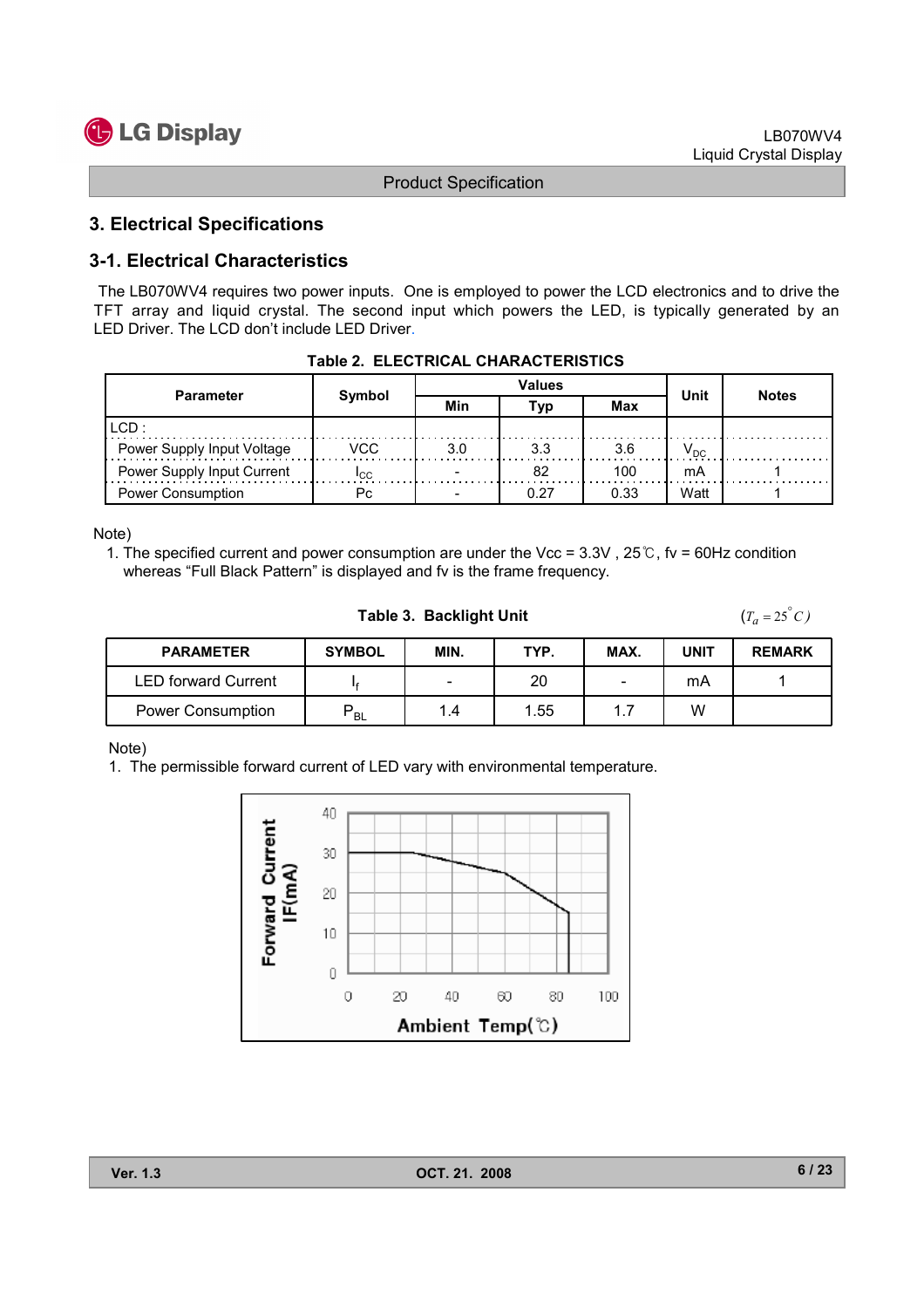## 3. Electrical Specifications

### 3-1. Electrical Characteristics

The LB070WV4 requires two power inputs. One is employed to power the LCD electronics and to drive the TFT array and liquid crystal. The second input which powers the LED, is typically generated by an LED Driver. The LCD don't include LED Driver.

**Table 2. ELECTRICAL CHARACTERISTICS**

| Parameter | Symbol | Values | | | Unit | Notes |
|---|---|---|---|---|---|---|
| | | Min | Typ | Max | | |
| LCD : | | | | | | |
| Power Supply Input Voltage | VCC | 3.0 | 3.3 | 3.6 | $V_{DC}$ | |
| Power Supply Input Current | $I_{CC}$ | - | 82 | 100 | mA | 1 |
| Power Consumption | Pc | - | 0.27 | 0.33 | Watt | 1 |

Note)

1. The specified current and power consumption are under the Vcc = 3.3V , 25℃, fv = 60Hz condition whereas "Full Black Pattern" is displayed and fv is the frame frequency.

**Table 3. Backlight Unit** $(T_a = 25^{\circ}C)$

| PARAMETER | SYMBOL | MIN. | TYP. | MAX. | UNIT | REMARK |
|---|---|---|---|---|---|---|
| LED forward Current | $I_f$ | - | 20 | - | mA | 1 |
| Power Consumption | $P_{BL}$ | 1.4 | 1.55 | 1.7 | W | |

Note)

1. The permissible forward current of LED vary with environmental temperature.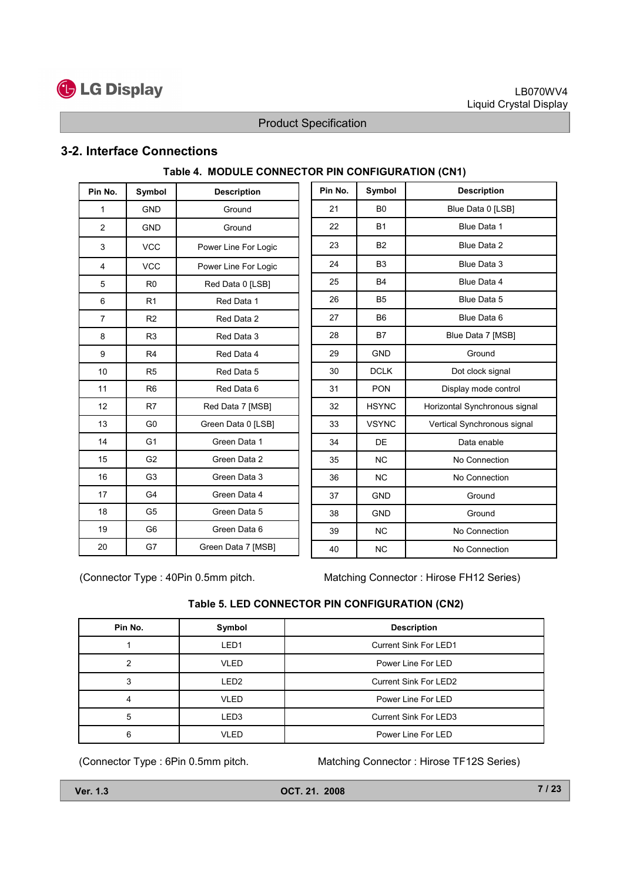## 3-2. Interface Connections

**Table 4. MODULE CONNECTOR PIN CONFIGURATION (CN1)**

| Pin No. | Symbol | Description | Pin No. | Symbol | Description |
|---|---|---|---|---|---|
| 1 | GND | Ground | 21 | B0 | Blue Data 0 [LSB] |
| 2 | GND | Ground | 22 | B1 | Blue Data 1 |
| 3 | VCC | Power Line For Logic | 23 | B2 | Blue Data 2 |
| 4 | VCC | Power Line For Logic | 24 | B3 | Blue Data 3 |
| 5 | R0 | Red Data 0 [LSB] | 25 | B4 | Blue Data 4 |
| 6 | R1 | Red Data 1 | 26 | B5 | Blue Data 5 |
| 7 | R2 | Red Data 2 | 27 | B6 | Blue Data 6 |
| 8 | R3 | Red Data 3 | 28 | B7 | Blue Data 7 [MSB] |
| 9 | R4 | Red Data 4 | 29 | GND | Ground |
| 10 | R5 | Red Data 5 | 30 | DCLK | Dot clock signal |
| 11 | R6 | Red Data 6 | 31 | PON | Display mode control |
| 12 | R7 | Red Data 7 [MSB] | 32 | HSYNC | Horizontal Synchronous signal |
| 13 | G0 | Green Data 0 [LSB] | 33 | VSYNC | Vertical Synchronous signal |
| 14 | G1 | Green Data 1 | 34 | DE | Data enable |
| 15 | G2 | Green Data 2 | 35 | NC | No Connection |
| 16 | G3 | Green Data 3 | 36 | NC | No Connection |
| 17 | G4 | Green Data 4 | 37 | GND | Ground |
| 18 | G5 | Green Data 5 | 38 | GND | Ground |
| 19 | G6 | Green Data 6 | 39 | NC | No Connection |
| 20 | G7 | Green Data 7 [MSB] | 40 | NC | No Connection |

(Connector Type : 40Pin 0.5mm pitch. Matching Connector : Hirose FH12 Series)

**Table 5. LED CONNECTOR PIN CONFIGURATION (CN2)**

| Pin No. | Symbol | Description |
|---|---|---|
| 1 | LED1 | Current Sink For LED1 |
| 2 | VLED | Power Line For LED |
| 3 | LED2 | Current Sink For LED2 |
| 4 | VLED | Power Line For LED |
| 5 | LED3 | Current Sink For LED3 |
| 6 | VLED | Power Line For LED |

(Connector Type : 6Pin 0.5mm pitch. Matching Connector : Hirose TF12S Series)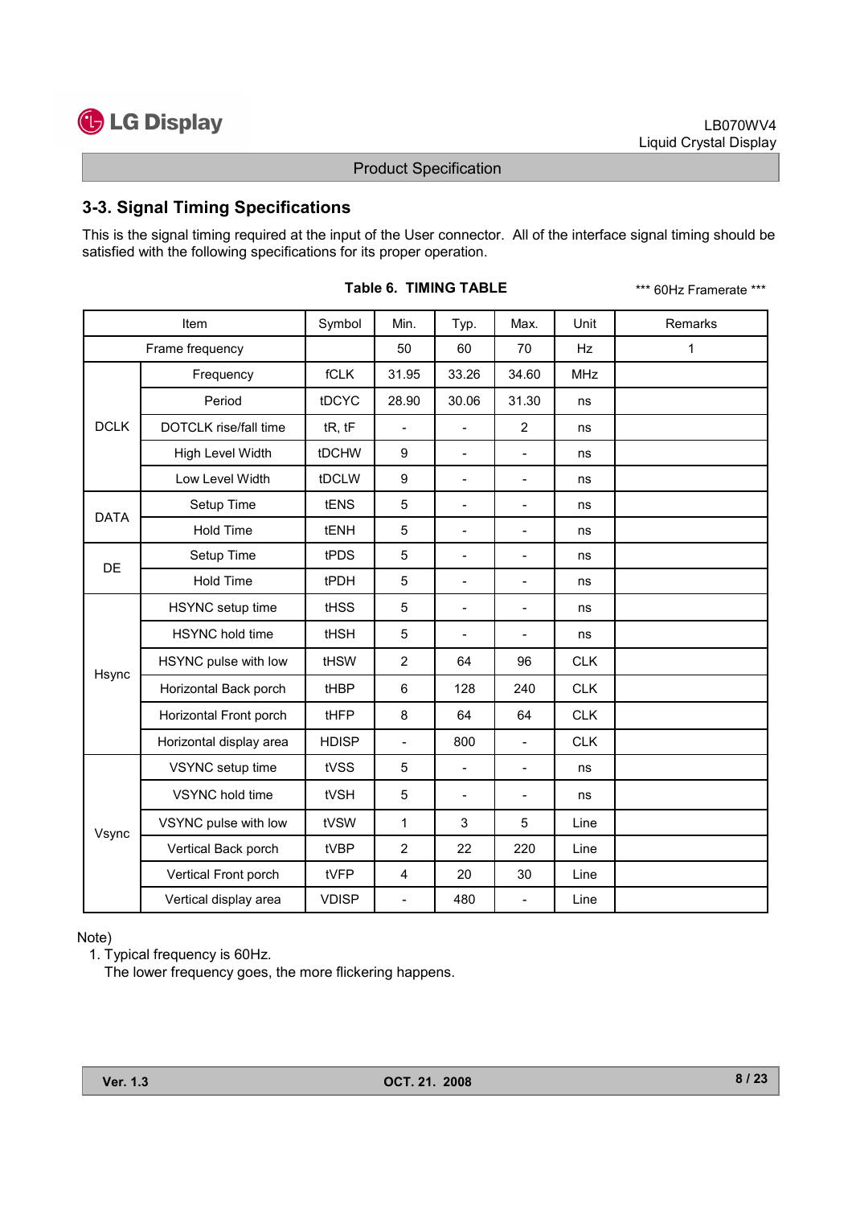## 3-3. Signal Timing Specifications

This is the signal timing required at the input of the User connector. All of the interface signal timing should be satisfied with the following specifications for its proper operation.

**Table 6. TIMING TABLE**

\*\*\* 60Hz Framerate \*\*\*

| Item | | Symbol | Min. | Typ. | Max. | Unit | Remarks |
|---|---|---|---|---|---|---|---|
| Frame frequency | | | 50 | 60 | 70 | Hz | 1 |
| DCLK | Frequency | fCLK | 31.95 | 33.26 | 34.60 | MHz | |
| | Period | tDCYC | 28.90 | 30.06 | 31.30 | ns | |
| | DOTCLK rise/fall time | tR, tF | - | - | 2 | ns | |
| | High Level Width | tDCHW | 9 | - | - | ns | |
| | Low Level Width | tDCLW | 9 | - | - | ns | |
| DATA | Setup Time | tENS | 5 | - | - | ns | |
| | Hold Time | tENH | 5 | - | - | ns | |
| DE | Setup Time | tPDS | 5 | - | - | ns | |
| | Hold Time | tPDH | 5 | - | - | ns | |
| Hsync | HSYNC setup time | tHSS | 5 | - | - | ns | |
| | HSYNC hold time | tHSH | 5 | - | - | ns | |
| | HSYNC pulse with low | tHSW | 2 | 64 | 96 | CLK | |
| | Horizontal Back porch | tHBP | 6 | 128 | 240 | CLK | |
| | Horizontal Front porch | tHFP | 8 | 64 | 64 | CLK | |
| | Horizontal display area | HDISP | - | 800 | - | CLK | |
| Vsync | VSYNC setup time | tVSS | 5 | - | - | ns | |
| | VSYNC hold time | tVSH | 5 | - | - | ns | |
| | VSYNC pulse with low | tVSW | 1 | 3 | 5 | Line | |
| | Vertical Back porch | tVBP | 2 | 22 | 220 | Line | |
| | Vertical Front porch | tVFP | 4 | 20 | 30 | Line | |
| | Vertical display area | VDISP | - | 480 | - | Line | |

Note)

1. Typical frequency is 60Hz.
   The lower frequency goes, the more flickering happens.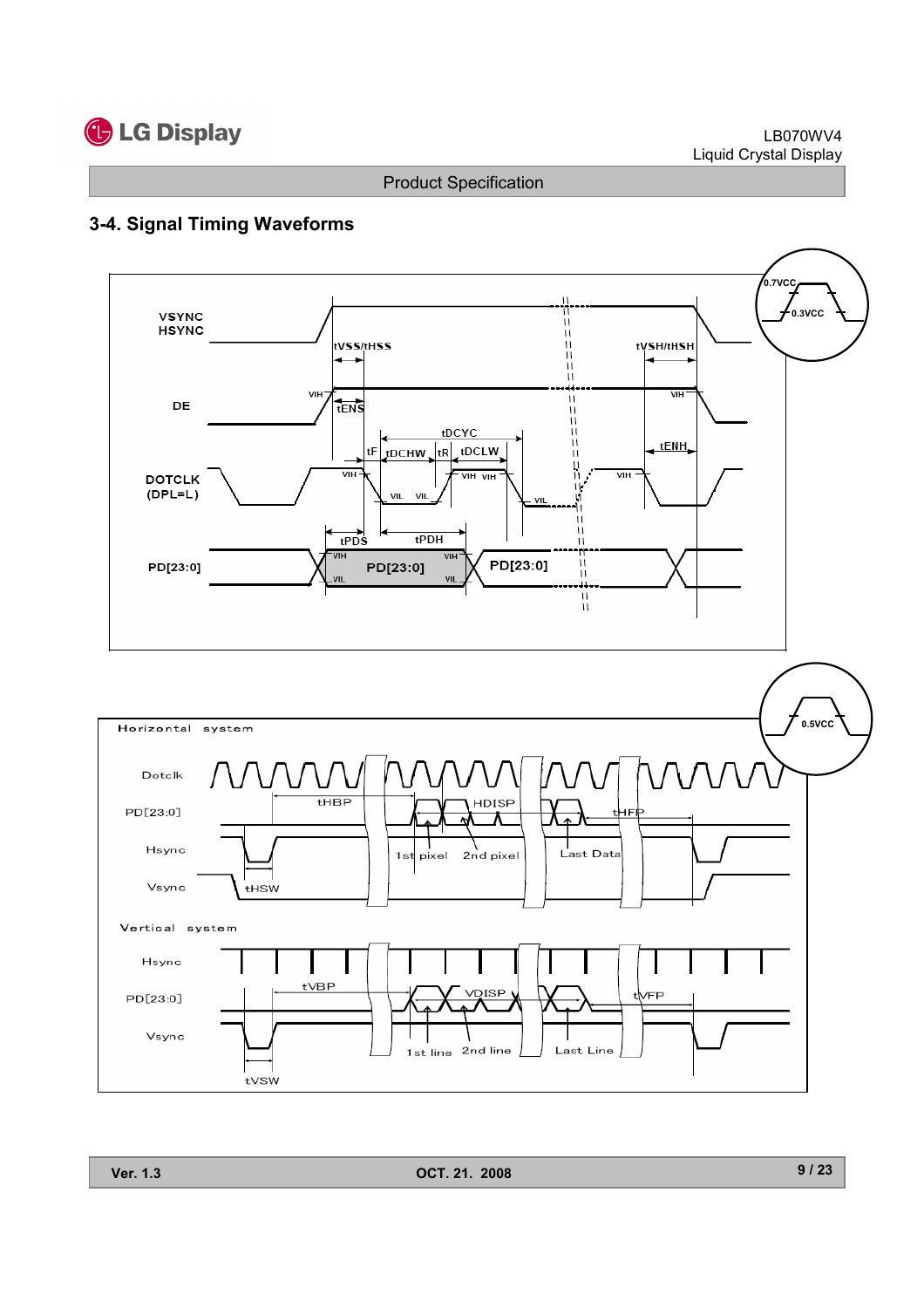### 3-4. Signal Timing Waveforms

VSYNC
HSYNC

tVSS/tHSS

tVSH/tHSH

0.7VCC

0.3VCC

DE

VIH

tENS

VIH

tDCYC

tENH

tF

tDCHW

tR

tDCLW

DOTCLK
(DPL=L)

VIH

VIH VIH

VIH

VIL VIL

VIL

tPDS

tPDH

PD[23:0]

VIH

VIH

PD[23:0]

PD[23:0]

VIL

VIL

Horizontal system

0.5VCC

Dotclk

PD[23:0]

tHBP

HDISP

tHFP

Hsync

1st pixel

2nd pixel

Last Data

Vsync

tHSW

Vertical system

Hsync

PD[23:0]

tVBP

VDISP

tVFP

Vsync

1st line

2nd line

Last Line

tVSW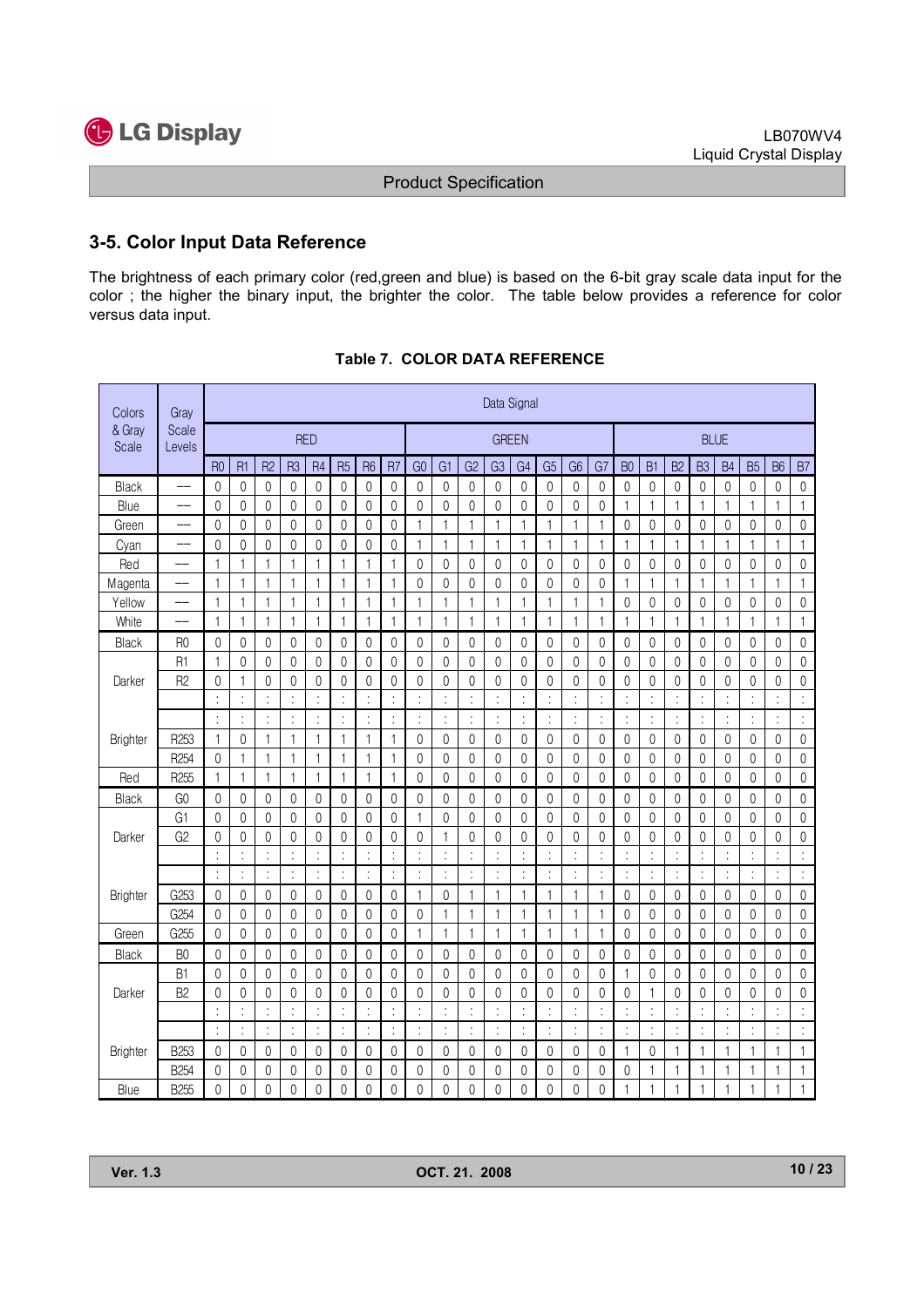## 3-5. Color Input Data Reference

The brightness of each primary color (red,green and blue) is based on the 6-bit gray scale data input for the color ; the higher the binary input, the brighter the color. The table below provides a reference for color versus data input.

**Table 7. COLOR DATA REFERENCE**

| Colors & Gray Scale | Gray Scale Levels | Data Signal | | | | | | | | | | | | | | | | | | | | | | | |
|---|---|---|---|---|---|---|---|---|---|---|---|---|---|---|---|---|---|---|---|---|---|---|---|---|---|
| | | RED | | | | | | | | GREEN | | | | | | | | BLUE | | | | | | | |
| | | R0 | R1 | R2 | R3 | R4 | R5 | R6 | R7 | G0 | G1 | G2 | G3 | G4 | G5 | G6 | G7 | B0 | B1 | B2 | B3 | B4 | B5 | B6 | B7 |
| Black | — | 0 | 0 | 0 | 0 | 0 | 0 | 0 | 0 | 0 | 0 | 0 | 0 | 0 | 0 | 0 | 0 | 0 | 0 | 0 | 0 | 0 | 0 | 0 | 0 |
| Blue | — | 0 | 0 | 0 | 0 | 0 | 0 | 0 | 0 | 0 | 0 | 0 | 0 | 0 | 0 | 0 | 0 | 1 | 1 | 1 | 1 | 1 | 1 | 1 | 1 |
| Green | — | 0 | 0 | 0 | 0 | 0 | 0 | 0 | 0 | 1 | 1 | 1 | 1 | 1 | 1 | 1 | 1 | 0 | 0 | 0 | 0 | 0 | 0 | 0 | 0 |
| Cyan | — | 0 | 0 | 0 | 0 | 0 | 0 | 0 | 0 | 1 | 1 | 1 | 1 | 1 | 1 | 1 | 1 | 1 | 1 | 1 | 1 | 1 | 1 | 1 | 1 |
| Red | — | 1 | 1 | 1 | 1 | 1 | 1 | 1 | 1 | 0 | 0 | 0 | 0 | 0 | 0 | 0 | 0 | 0 | 0 | 0 | 0 | 0 | 0 | 0 | 0 |
| Magenta | — | 1 | 1 | 1 | 1 | 1 | 1 | 1 | 1 | 0 | 0 | 0 | 0 | 0 | 0 | 0 | 0 | 1 | 1 | 1 | 1 | 1 | 1 | 1 | 1 |
| Yellow | — | 1 | 1 | 1 | 1 | 1 | 1 | 1 | 1 | 1 | 1 | 1 | 1 | 1 | 1 | 1 | 1 | 0 | 0 | 0 | 0 | 0 | 0 | 0 | 0 |
| White | — | 1 | 1 | 1 | 1 | 1 | 1 | 1 | 1 | 1 | 1 | 1 | 1 | 1 | 1 | 1 | 1 | 1 | 1 | 1 | 1 | 1 | 1 | 1 | 1 |
| Black | R0 | 0 | 0 | 0 | 0 | 0 | 0 | 0 | 0 | 0 | 0 | 0 | 0 | 0 | 0 | 0 | 0 | 0 | 0 | 0 | 0 | 0 | 0 | 0 | 0 |
| Darker | R1 | 1 | 0 | 0 | 0 | 0 | 0 | 0 | 0 | 0 | 0 | 0 | 0 | 0 | 0 | 0 | 0 | 0 | 0 | 0 | 0 | 0 | 0 | 0 | 0 |
| | R2 | 0 | 1 | 0 | 0 | 0 | 0 | 0 | 0 | 0 | 0 | 0 | 0 | 0 | 0 | 0 | 0 | 0 | 0 | 0 | 0 | 0 | 0 | 0 | 0 |
| | | : | : | : | : | : | : | : | : | : | : | : | : | : | : | : | : | : | : | : | : | : | : | : | : |
| | | : | : | : | : | : | : | : | : | : | : | : | : | : | : | : | : | : | : | : | : | : | : | : | : |
| Brighter | R253 | 1 | 0 | 1 | 1 | 1 | 1 | 1 | 1 | 0 | 0 | 0 | 0 | 0 | 0 | 0 | 0 | 0 | 0 | 0 | 0 | 0 | 0 | 0 | 0 |
| | R254 | 0 | 1 | 1 | 1 | 1 | 1 | 1 | 1 | 0 | 0 | 0 | 0 | 0 | 0 | 0 | 0 | 0 | 0 | 0 | 0 | 0 | 0 | 0 | 0 |
| Red | R255 | 1 | 1 | 1 | 1 | 1 | 1 | 1 | 1 | 0 | 0 | 0 | 0 | 0 | 0 | 0 | 0 | 0 | 0 | 0 | 0 | 0 | 0 | 0 | 0 |
| Black | G0 | 0 | 0 | 0 | 0 | 0 | 0 | 0 | 0 | 0 | 0 | 0 | 0 | 0 | 0 | 0 | 0 | 0 | 0 | 0 | 0 | 0 | 0 | 0 | 0 |
| Darker | G1 | 0 | 0 | 0 | 0 | 0 | 0 | 0 | 0 | 1 | 0 | 0 | 0 | 0 | 0 | 0 | 0 | 0 | 0 | 0 | 0 | 0 | 0 | 0 | 0 |
| | G2 | 0 | 0 | 0 | 0 | 0 | 0 | 0 | 0 | 0 | 1 | 0 | 0 | 0 | 0 | 0 | 0 | 0 | 0 | 0 | 0 | 0 | 0 | 0 | 0 |
| | | : | : | : | : | : | : | : | : | : | : | : | : | : | : | : | : | : | : | : | : | : | : | : | : |
| | | : | : | : | : | : | : | : | : | : | : | : | : | : | : | : | : | : | : | : | : | : | : | : | : |
| Brighter | G253 | 0 | 0 | 0 | 0 | 0 | 0 | 0 | 0 | 1 | 0 | 1 | 1 | 1 | 1 | 1 | 1 | 0 | 0 | 0 | 0 | 0 | 0 | 0 | 0 |
| | G254 | 0 | 0 | 0 | 0 | 0 | 0 | 0 | 0 | 0 | 1 | 1 | 1 | 1 | 1 | 1 | 1 | 0 | 0 | 0 | 0 | 0 | 0 | 0 | 0 |
| Green | G255 | 0 | 0 | 0 | 0 | 0 | 0 | 0 | 0 | 1 | 1 | 1 | 1 | 1 | 1 | 1 | 1 | 0 | 0 | 0 | 0 | 0 | 0 | 0 | 0 |
| Black | B0 | 0 | 0 | 0 | 0 | 0 | 0 | 0 | 0 | 0 | 0 | 0 | 0 | 0 | 0 | 0 | 0 | 0 | 0 | 0 | 0 | 0 | 0 | 0 | 0 |
| Darker | B1 | 0 | 0 | 0 | 0 | 0 | 0 | 0 | 0 | 0 | 0 | 0 | 0 | 0 | 0 | 0 | 0 | 1 | 0 | 0 | 0 | 0 | 0 | 0 | 0 |
| | B2 | 0 | 0 | 0 | 0 | 0 | 0 | 0 | 0 | 0 | 0 | 0 | 0 | 0 | 0 | 0 | 0 | 0 | 1 | 0 | 0 | 0 | 0 | 0 | 0 |
| | | : | : | : | : | : | : | : | : | : | : | : | : | : | : | : | : | : | : | : | : | : | : | : | : |
| | | : | : | : | : | : | : | : | : | : | : | : | : | : | : | : | : | : | : | : | : | : | : | : | : |
| Brighter | B253 | 0 | 0 | 0 | 0 | 0 | 0 | 0 | 0 | 0 | 0 | 0 | 0 | 0 | 0 | 0 | 0 | 1 | 0 | 1 | 1 | 1 | 1 | 1 | 1 |
| | B254 | 0 | 0 | 0 | 0 | 0 | 0 | 0 | 0 | 0 | 0 | 0 | 0 | 0 | 0 | 0 | 0 | 0 | 1 | 1 | 1 | 1 | 1 | 1 | 1 |
| Blue | B255 | 0 | 0 | 0 | 0 | 0 | 0 | 0 | 0 | 0 | 0 | 0 | 0 | 0 | 0 | 0 | 0 | 1 | 1 | 1 | 1 | 1 | 1 | 1 | 1 |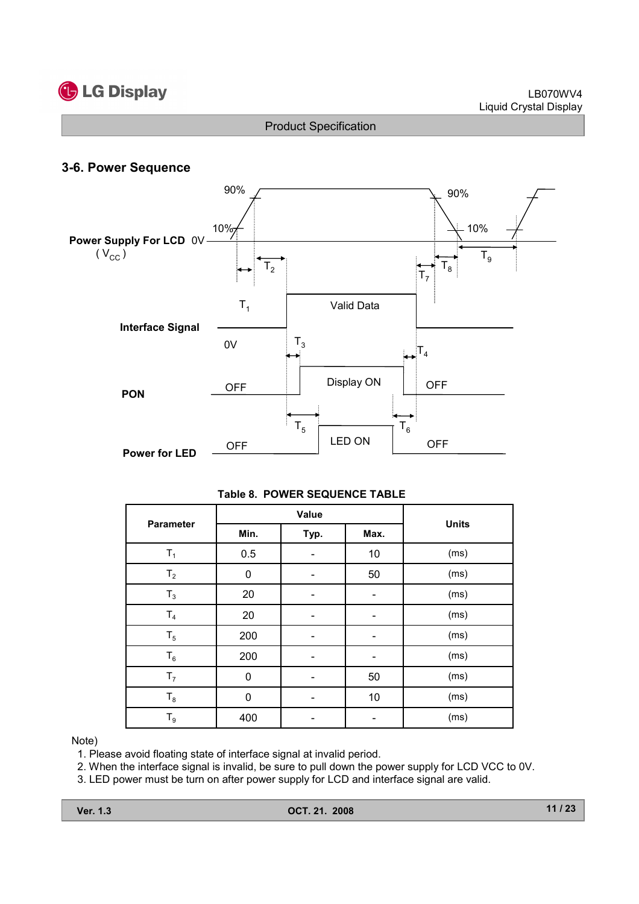## 3-6. Power Sequence

Power Supply For LCD ($V_{CC}$) 0V — 10% — 90% — $T_1$ — $T_2$ — $T_7$ — $T_8$ — $T_9$

Interface Signal 0V — Valid Data — $T_3$ — $T_4$

PON OFF — Display ON — OFF — $T_5$ — $T_6$

Power for LED OFF — LED ON — OFF

**Table 8. POWER SEQUENCE TABLE**

| Parameter | Value | | | Units |
|---|---|---|---|---|
| | Min. | Typ. | Max. | |
| $T_1$ | 0.5 | - | 10 | (ms) |
| $T_2$ | 0 | - | 50 | (ms) |
| $T_3$ | 20 | - | - | (ms) |
| $T_4$ | 20 | - | - | (ms) |
| $T_5$ | 200 | - | - | (ms) |
| $T_6$ | 200 | - | - | (ms) |
| $T_7$ | 0 | - | 50 | (ms) |
| $T_8$ | 0 | - | 10 | (ms) |
| $T_9$ | 400 | - | - | (ms) |

Note)

1. Please avoid floating state of interface signal at invalid period.
2. When the interface signal is invalid, be sure to pull down the power supply for LCD VCC to 0V.
3. LED power must be turn on after power supply for LCD and interface signal are valid.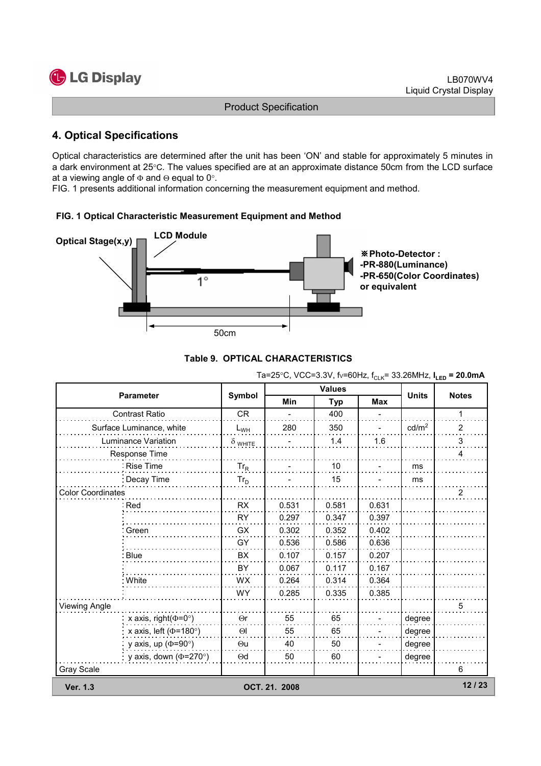## 4. Optical Specifications

Optical characteristics are determined after the unit has been 'ON' and stable for approximately 5 minutes in a dark environment at 25°C. The values specified are at an approximate distance 50cm from the LCD surface at a viewing angle of Φ and Θ equal to 0°.
FIG. 1 presents additional information concerning the measurement equipment and method.

**FIG. 1 Optical Characteristic Measurement Equipment and Method**

Optical Stage(x,y)  LCD Module  1°  50cm

※Photo-Detector :
-PR-880(Luminance)
-PR-650(Color Coordinates)
or equivalent

**Table 9. OPTICAL CHARACTERISTICS**

Ta=25°C, VCC=3.3V, fv=60Hz, $f_{CLK}$= 33.26MHz, **$I_{LED}$ = 20.0mA**

| Parameter | | Symbol | Values | | | Units | Notes |
|---|---|---|---|---|---|---|---|
| | | | Min | Typ | Max | | |
| Contrast Ratio | | CR | - | 400 | - | | 1 |
| Surface Luminance, white | | $L_{WH}$ | 280 | 350 | - | cd/m$^2$ | 2 |
| Luminance Variation | | $\delta_{WHITE}$ | - | 1.4 | 1.6 | | 3 |
| Response Time | | | | | | | 4 |
| | Rise Time | $Tr_R$ | - | 10 | - | ms | |
| | Decay Time | $Tr_D$ | - | 15 | - | ms | |
| Color Coordinates | | | | | | | 2 |
| | Red | RX | 0.531 | 0.581 | 0.631 | | |
| | | RY | 0.297 | 0.347 | 0.397 | | |
| | Green | GX | 0.302 | 0.352 | 0.402 | | |
| | | GY | 0.536 | 0.586 | 0.636 | | |
| | Blue | BX | 0.107 | 0.157 | 0.207 | | |
| | | BY | 0.067 | 0.117 | 0.167 | | |
| | White | WX | 0.264 | 0.314 | 0.364 | | |
| | | WY | 0.285 | 0.335 | 0.385 | | |
| Viewing Angle | | | | | | | 5 |
| | x axis, right(Φ=0°) | Θr | 55 | 65 | - | degree | |
| | x axis, left (Φ=180°) | Θl | 55 | 65 | - | degree | |
| | y axis, up (Φ=90°) | Θu | 40 | 50 | - | degree | |
| | y axis, down (Φ=270°) | Θd | 50 | 60 | - | degree | |
| Gray Scale | | | | | | | 6 |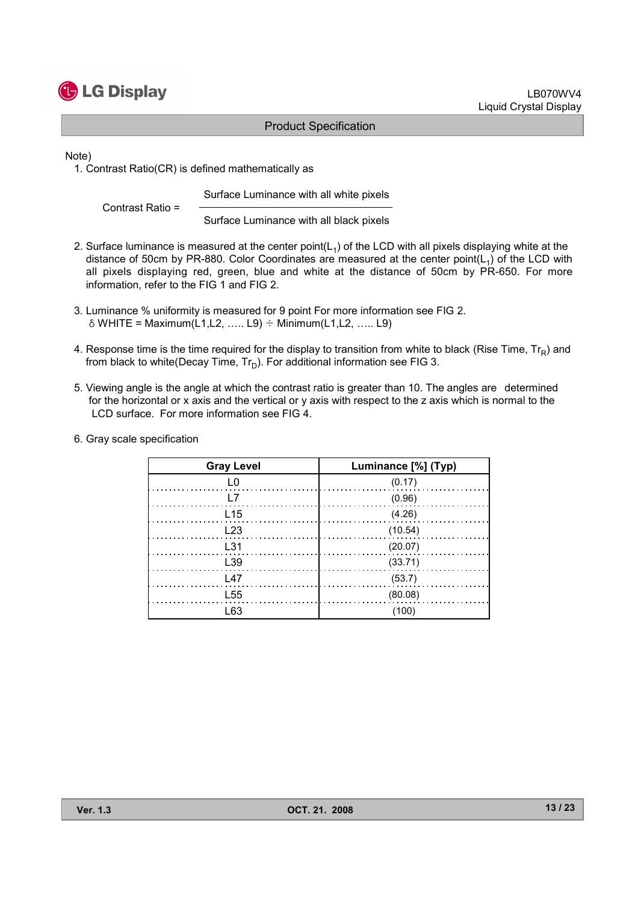Note)

1. Contrast Ratio(CR) is defined mathematically as

$$\text{Contrast Ratio} = \frac{\text{Surface Luminance with all white pixels}}{\text{Surface Luminance with all black pixels}}$$

2. Surface luminance is measured at the center point($L_1$) of the LCD with all pixels displaying white at the distance of 50cm by PR-880. Color Coordinates are measured at the center point($L_1$) of the LCD with all pixels displaying red, green, blue and white at the distance of 50cm by PR-650. For more information, refer to the FIG 1 and FIG 2.

3. Luminance % uniformity is measured for 9 point For more information see FIG 2.
   $\delta$ WHITE = Maximum(L1,L2, ….. L9) ÷ Minimum(L1,L2, ….. L9)

4. Response time is the time required for the display to transition from white to black (Rise Time, $Tr_R$) and from black to white(Decay Time, $Tr_D$). For additional information see FIG 3.

5. Viewing angle is the angle at which the contrast ratio is greater than 10. The angles are determined for the horizontal or x axis and the vertical or y axis with respect to the z axis which is normal to the LCD surface. For more information see FIG 4.

6. Gray scale specification

| Gray Level | Luminance [%] (Typ) |
|---|---|
| L0 | (0.17) |
| L7 | (0.96) |
| L15 | (4.26) |
| L23 | (10.54) |
| L31 | (20.07) |
| L39 | (33.71) |
| L47 | (53.7) |
| L55 | (80.08) |
| L63 | (100) |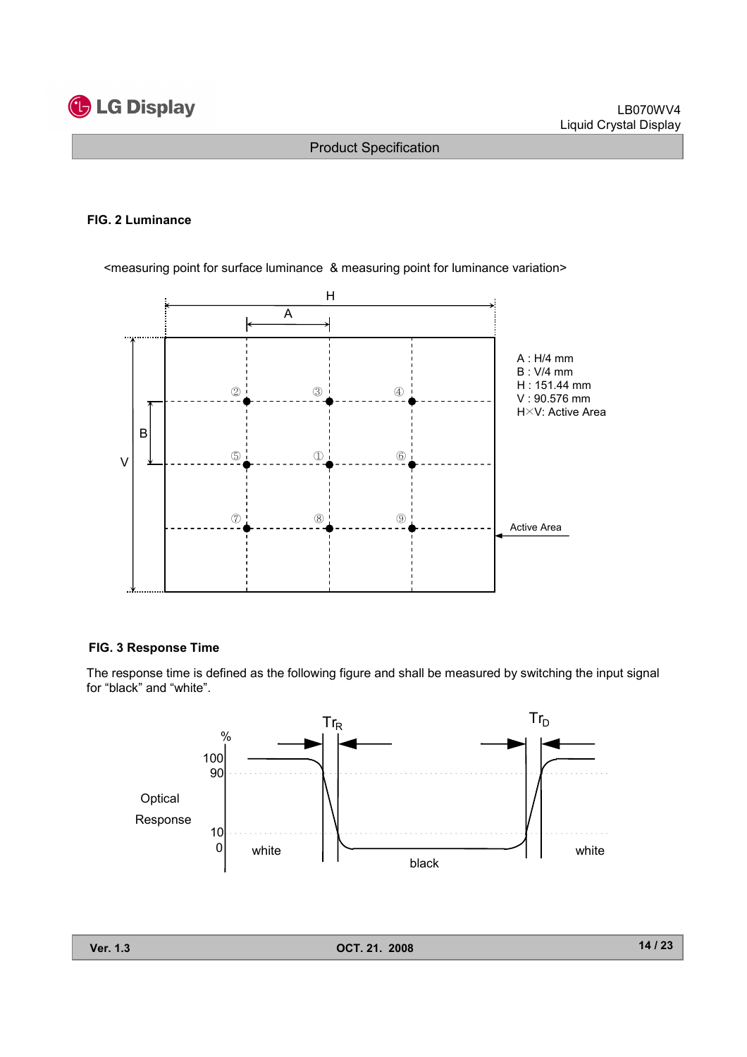**FIG. 2 Luminance**

<measuring point for surface luminance & measuring point for luminance variation>

A : H/4 mm
B : V/4 mm
H : 151.44 mm
V : 90.576 mm
H×V: Active Area

**FIG. 3 Response Time**

The response time is defined as the following figure and shall be measured by switching the input signal for “black” and “white”.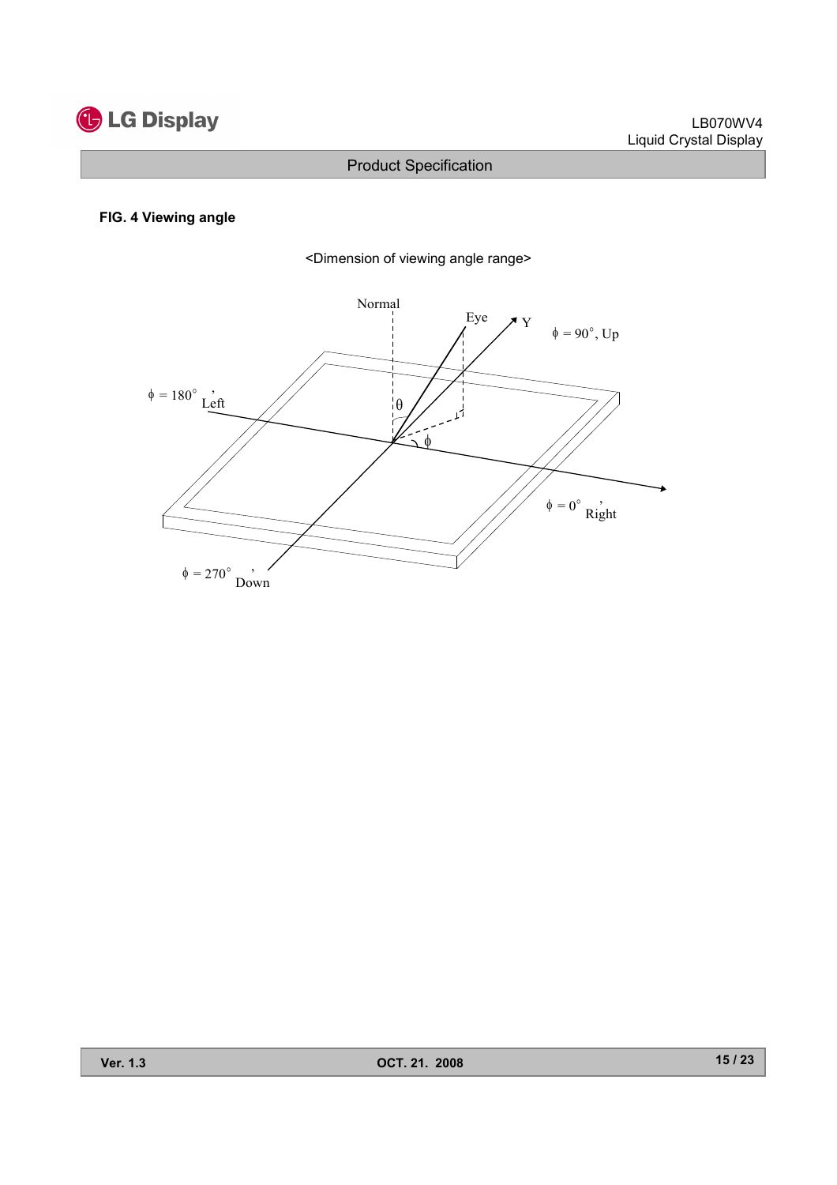**FIG. 4 Viewing angle**

<Dimension of viewing angle range>

Normal

Eye

Y

$\phi$ = 90°, Up

$\phi$ = 180°, Left

$\theta$

$\phi$

$\phi$ = 0°, Right

$\phi$ = 270°, Down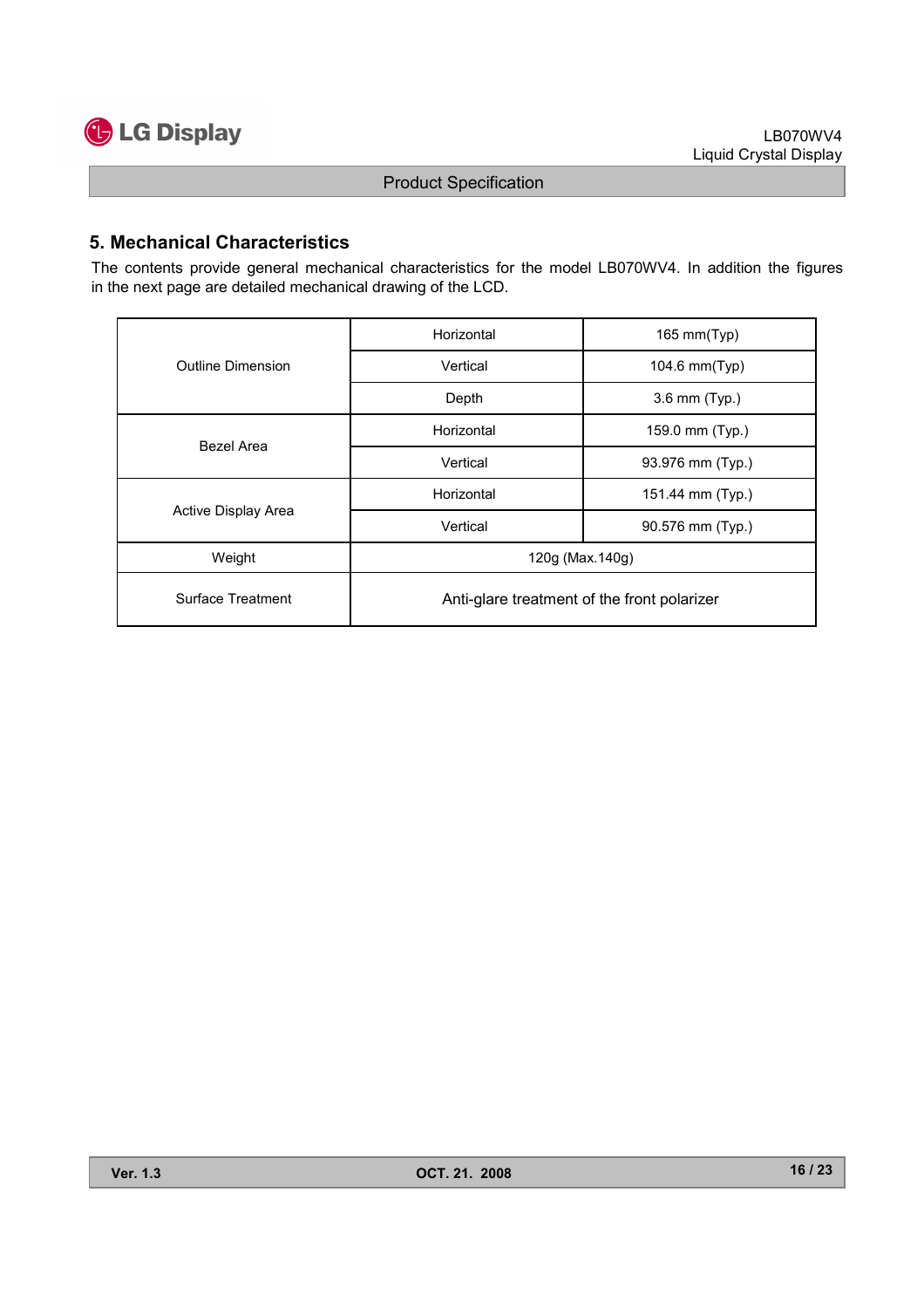## 5. Mechanical Characteristics

The contents provide general mechanical characteristics for the model LB070WV4. In addition the figures in the next page are detailed mechanical drawing of the LCD.

| | | |
|---|---|---|
| Outline Dimension | Horizontal | 165 mm(Typ) |
| | Vertical | 104.6 mm(Typ) |
| | Depth | 3.6 mm (Typ.) |
| Bezel Area | Horizontal | 159.0 mm (Typ.) |
| | Vertical | 93.976 mm (Typ.) |
| Active Display Area | Horizontal | 151.44 mm (Typ.) |
| | Vertical | 90.576 mm (Typ.) |
| Weight | 120g (Max.140g) | |
| Surface Treatment | Anti-glare treatment of the front polarizer | |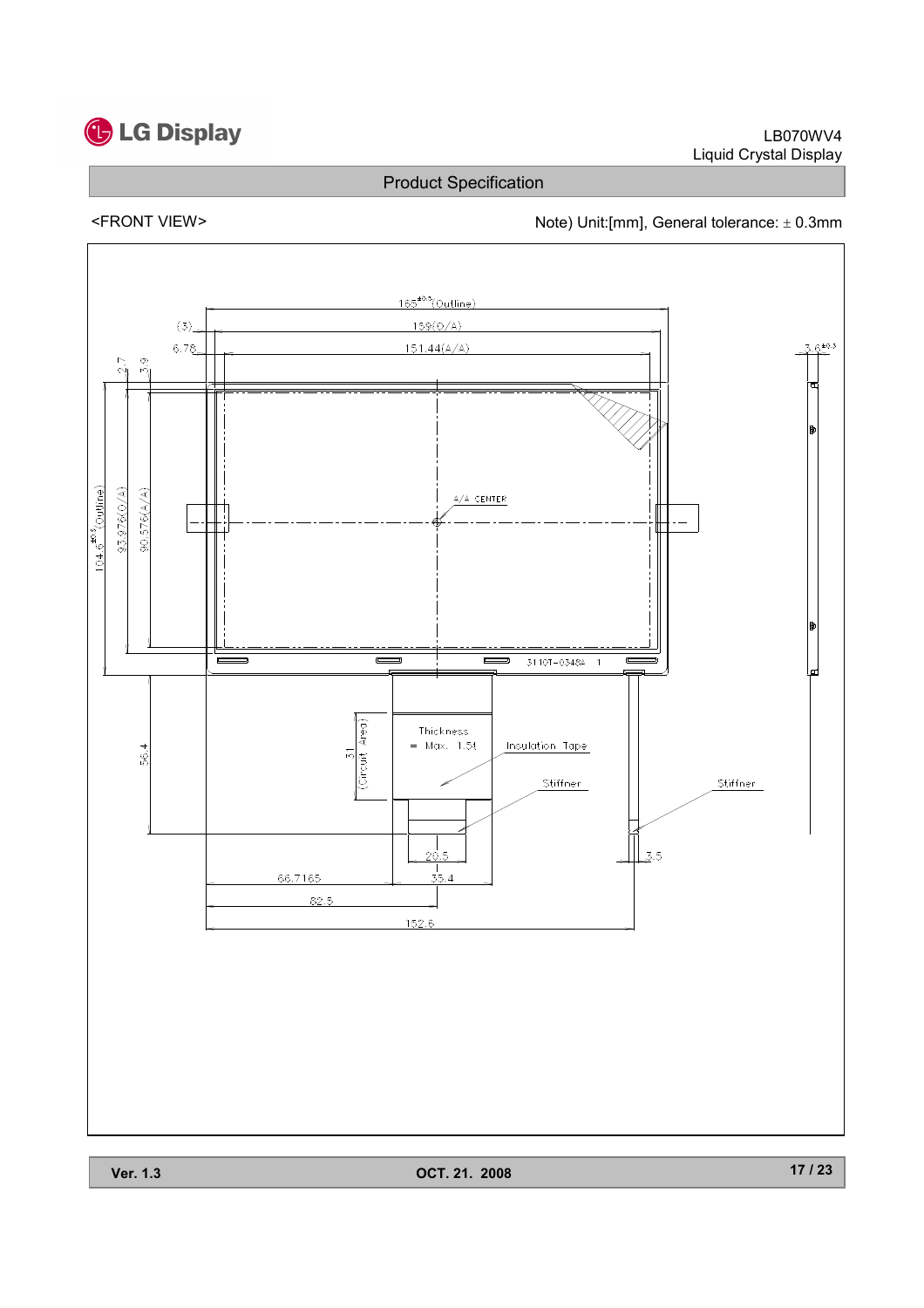<FRONT VIEW>

Note) Unit:[mm], General tolerance: ± 0.3mm

165$^{\pm0.5}$ (Outline)

(3)

159(O/A)

6.78

151.44(A/A)

3.6$^{\pm0.3}$

2.7

3.9

104.6$^{\pm0.5}$ (Outline)

93.976(O/A)

90.576(A/A)

A/A CENTER

3110T-0348A 1

56.4

31 (Circuit Area)

Thickness = Max. 1.5t

Insulation Tape

Stiffner

Stiffner

20.5

35.4

3.5

66.7165

82.5

152.6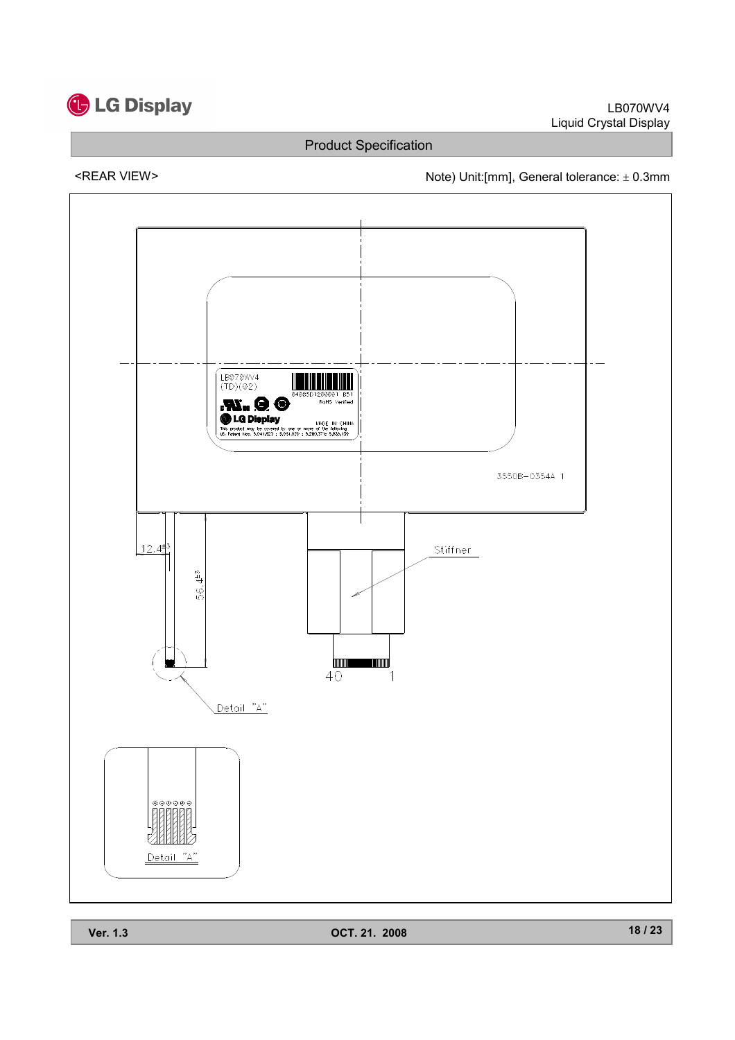## Product Specification

<REAR VIEW>

Note) Unit:[mm], General tolerance: ± 0.3mm

LB070WV4
(TD)(02)

04885D120000I B51
RoHS Verified

LG Display
MADE IN CHINA
This product may be covered by one or more of the following US Patent Nos. 5,247,823 ; 5,391,829 ; 5,280,371 ; 5,838,139

3550B-0354A 1

Stiffner

12.4±0.3

56.4±0.3

40 1

Detail "A"

Detail "A"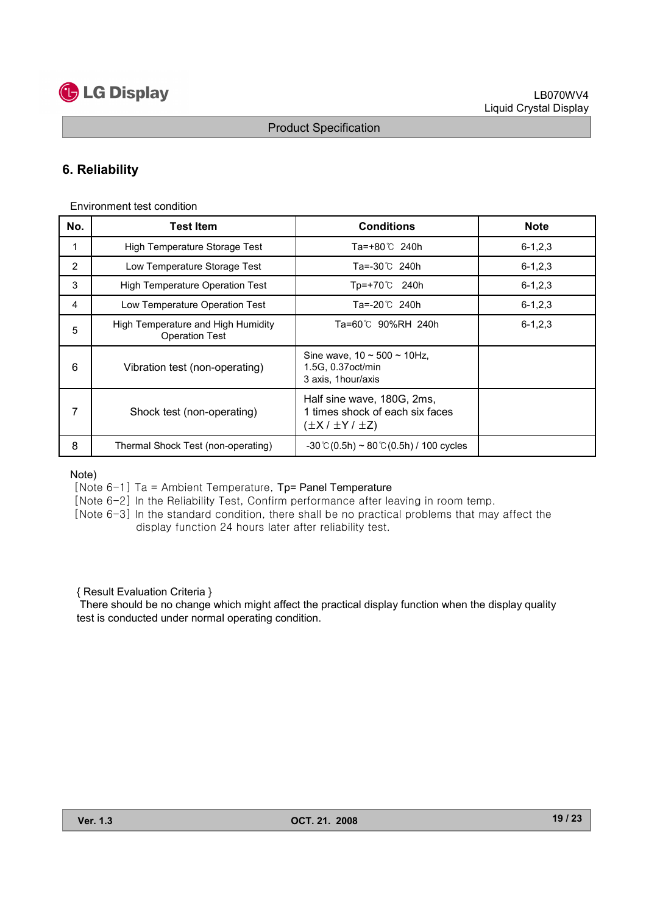## 6. Reliability

Environment test condition

| No. | Test Item | Conditions | Note |
|---|---|---|---|
| 1 | High Temperature Storage Test | Ta=+80℃ 240h | 6-1,2,3 |
| 2 | Low Temperature Storage Test | Ta=-30℃ 240h | 6-1,2,3 |
| 3 | High Temperature Operation Test | Tp=+70℃ 240h | 6-1,2,3 |
| 4 | Low Temperature Operation Test | Ta=-20℃ 240h | 6-1,2,3 |
| 5 | High Temperature and High Humidity Operation Test | Ta=60℃ 90%RH 240h | 6-1,2,3 |
| 6 | Vibration test (non-operating) | Sine wave, 10 ~ 500 ~ 10Hz, 1.5G, 0.37oct/min 3 axis, 1hour/axis | |
| 7 | Shock test (non-operating) | Half sine wave, 180G, 2ms, 1 times shock of each six faces (±X / ±Y / ±Z) | |
| 8 | Thermal Shock Test (non-operating) | -30℃(0.5h) ~ 80℃(0.5h) / 100 cycles | |

Note)

[Note 6-1] Ta = Ambient Temperature, Tp= Panel Temperature

[Note 6-2] In the Reliability Test, Confirm performance after leaving in room temp.

[Note 6-3] In the standard condition, there shall be no practical problems that may affect the display function 24 hours later after reliability test.

{ Result Evaluation Criteria }

There should be no change which might affect the practical display function when the display quality test is conducted under normal operating condition.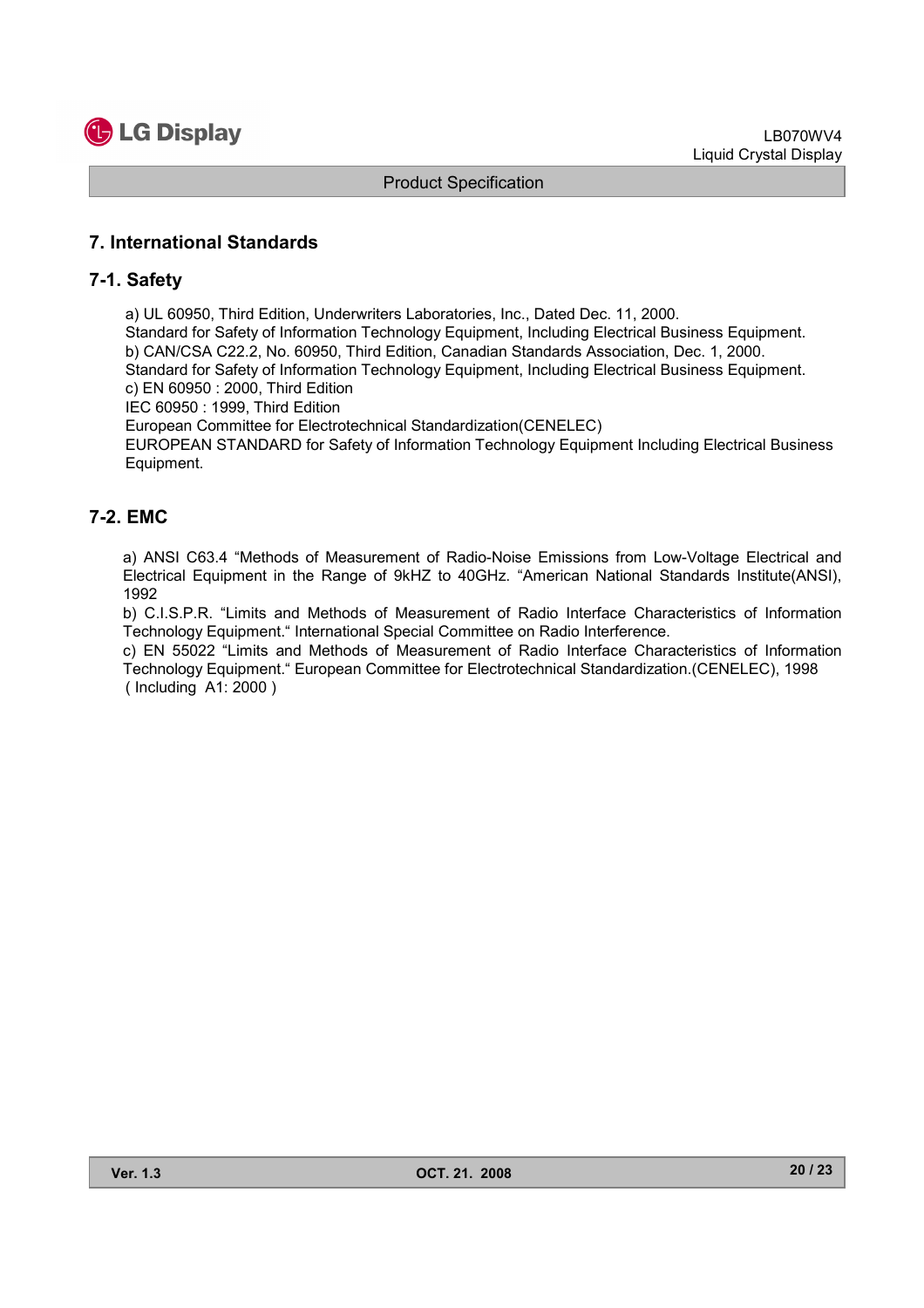## 7. International Standards

### 7-1. Safety

a) UL 60950, Third Edition, Underwriters Laboratories, Inc., Dated Dec. 11, 2000.
Standard for Safety of Information Technology Equipment, Including Electrical Business Equipment.
b) CAN/CSA C22.2, No. 60950, Third Edition, Canadian Standards Association, Dec. 1, 2000.
Standard for Safety of Information Technology Equipment, Including Electrical Business Equipment.
c) EN 60950 : 2000, Third Edition
IEC 60950 : 1999, Third Edition
European Committee for Electrotechnical Standardization(CENELEC)
EUROPEAN STANDARD for Safety of Information Technology Equipment Including Electrical Business Equipment.

### 7-2. EMC

a) ANSI C63.4 "Methods of Measurement of Radio-Noise Emissions from Low-Voltage Electrical and Electrical Equipment in the Range of 9kHZ to 40GHz. "American National Standards Institute(ANSI), 1992
b) C.I.S.P.R. "Limits and Methods of Measurement of Radio Interface Characteristics of Information Technology Equipment." International Special Committee on Radio Interference.
c) EN 55022 "Limits and Methods of Measurement of Radio Interface Characteristics of Information Technology Equipment." European Committee for Electrotechnical Standardization.(CENELEC), 1998 ( Including A1: 2000 )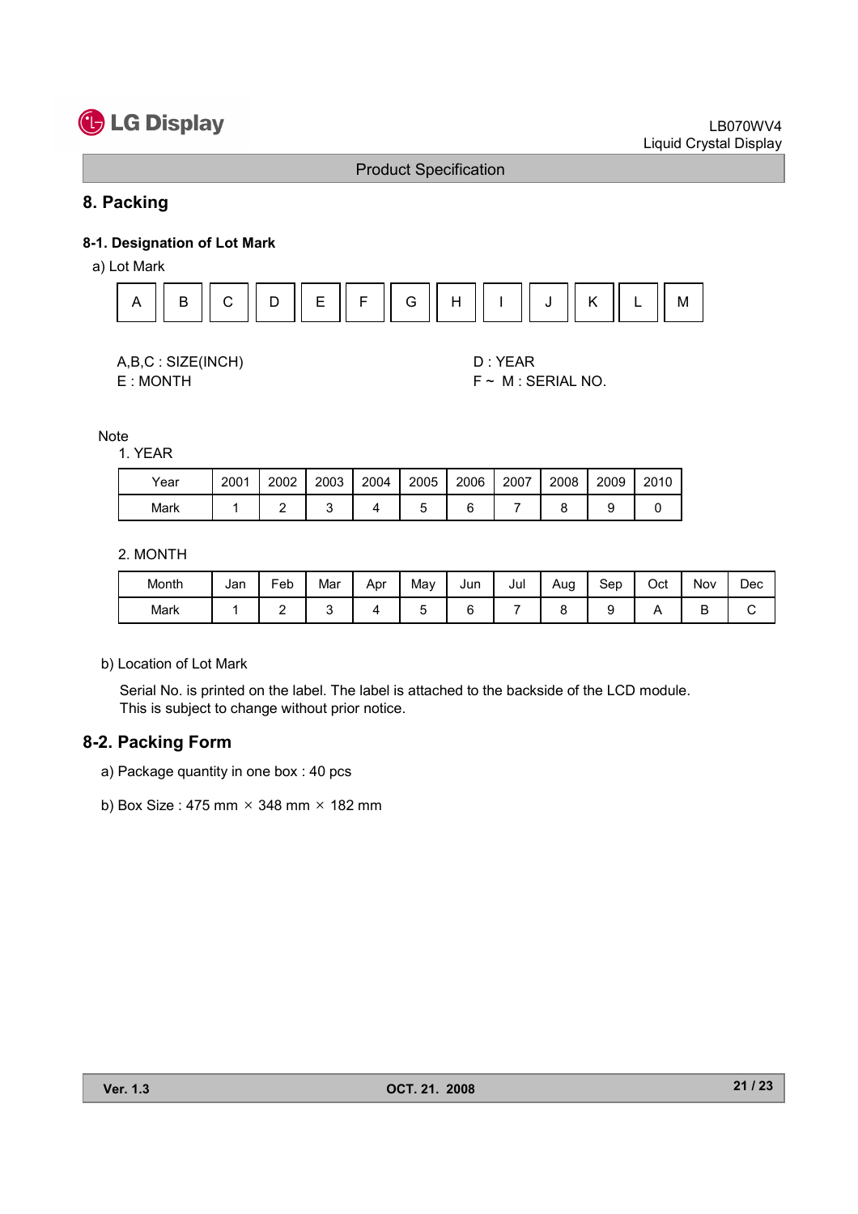## 8. Packing

### 8-1. Designation of Lot Mark

a) Lot Mark

| A | B | C | D | E | F | G | H | I | J | K | L | M |
|---|---|---|---|---|---|---|---|---|---|---|---|---|

A,B,C : SIZE(INCH)

D : YEAR

E : MONTH

F ~ M : SERIAL NO.

Note

1. YEAR

| Year | 2001 | 2002 | 2003 | 2004 | 2005 | 2006 | 2007 | 2008 | 2009 | 2010 |
|---|---|---|---|---|---|---|---|---|---|---|
| Mark | 1 | 2 | 3 | 4 | 5 | 6 | 7 | 8 | 9 | 0 |

2. MONTH

| Month | Jan | Feb | Mar | Apr | May | Jun | Jul | Aug | Sep | Oct | Nov | Dec |
|---|---|---|---|---|---|---|---|---|---|---|---|---|
| Mark | 1 | 2 | 3 | 4 | 5 | 6 | 7 | 8 | 9 | A | B | C |

b) Location of Lot Mark

Serial No. is printed on the label. The label is attached to the backside of the LCD module.
This is subject to change without prior notice.

## 8-2. Packing Form

a) Package quantity in one box : 40 pcs

b) Box Size : 475 mm × 348 mm × 182 mm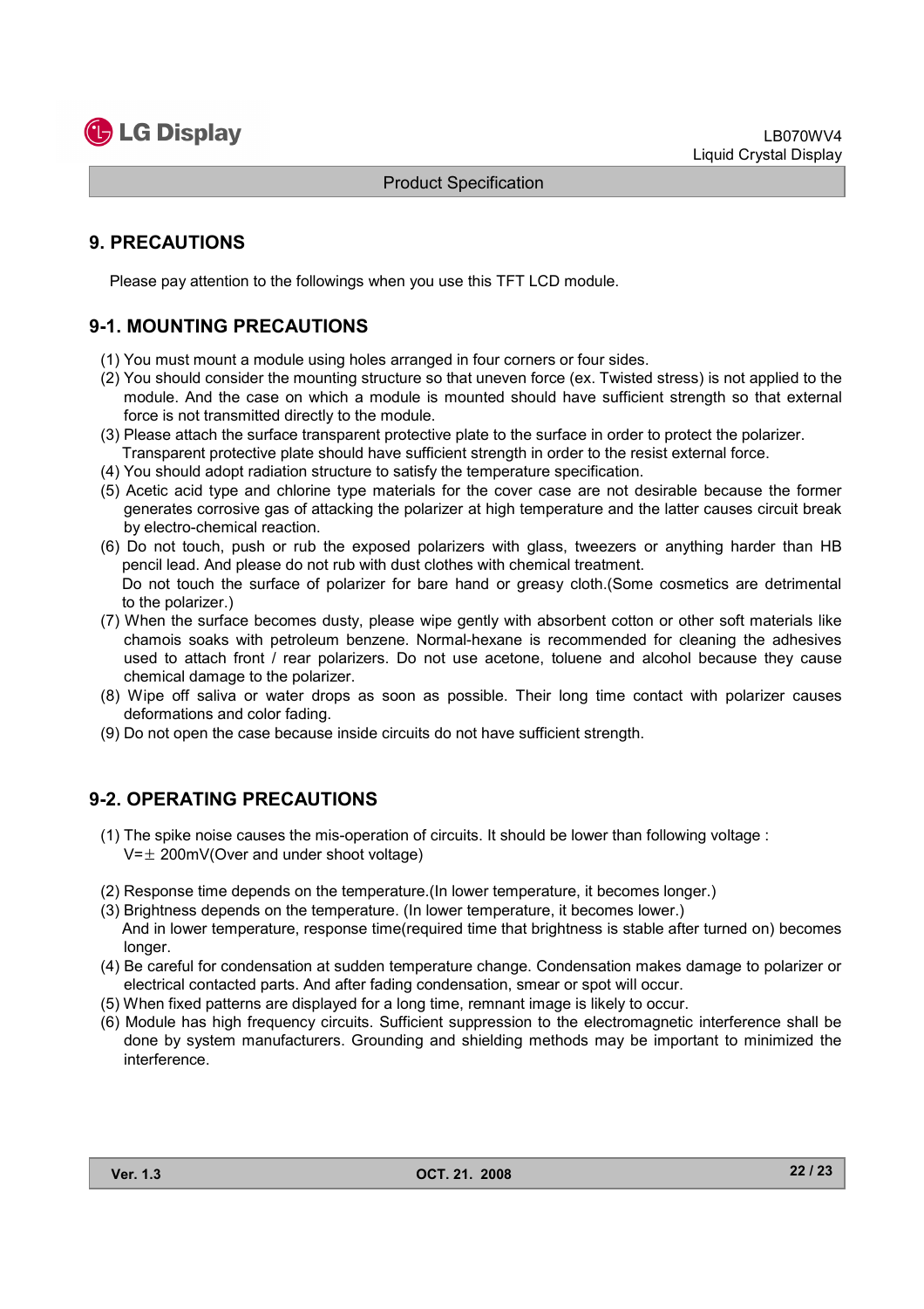# 9. PRECAUTIONS

Please pay attention to the followings when you use this TFT LCD module.

## 9-1. MOUNTING PRECAUTIONS

(1) You must mount a module using holes arranged in four corners or four sides.
(2) You should consider the mounting structure so that uneven force (ex. Twisted stress) is not applied to the module. And the case on which a module is mounted should have sufficient strength so that external force is not transmitted directly to the module.
(3) Please attach the surface transparent protective plate to the surface in order to protect the polarizer. Transparent protective plate should have sufficient strength in order to the resist external force.
(4) You should adopt radiation structure to satisfy the temperature specification.
(5) Acetic acid type and chlorine type materials for the cover case are not desirable because the former generates corrosive gas of attacking the polarizer at high temperature and the latter causes circuit break by electro-chemical reaction.
(6) Do not touch, push or rub the exposed polarizers with glass, tweezers or anything harder than HB pencil lead. And please do not rub with dust clothes with chemical treatment.
Do not touch the surface of polarizer for bare hand or greasy cloth.(Some cosmetics are detrimental to the polarizer.)
(7) When the surface becomes dusty, please wipe gently with absorbent cotton or other soft materials like chamois soaks with petroleum benzene. Normal-hexane is recommended for cleaning the adhesives used to attach front / rear polarizers. Do not use acetone, toluene and alcohol because they cause chemical damage to the polarizer.
(8) Wipe off saliva or water drops as soon as possible. Their long time contact with polarizer causes deformations and color fading.
(9) Do not open the case because inside circuits do not have sufficient strength.

## 9-2. OPERATING PRECAUTIONS

(1) The spike noise causes the mis-operation of circuits. It should be lower than following voltage :
V=± 200mV(Over and under shoot voltage)

(2) Response time depends on the temperature.(In lower temperature, it becomes longer.)
(3) Brightness depends on the temperature. (In lower temperature, it becomes lower.)
And in lower temperature, response time(required time that brightness is stable after turned on) becomes longer.
(4) Be careful for condensation at sudden temperature change. Condensation makes damage to polarizer or electrical contacted parts. And after fading condensation, smear or spot will occur.
(5) When fixed patterns are displayed for a long time, remnant image is likely to occur.
(6) Module has high frequency circuits. Sufficient suppression to the electromagnetic interference shall be done by system manufacturers. Grounding and shielding methods may be important to minimized the interference.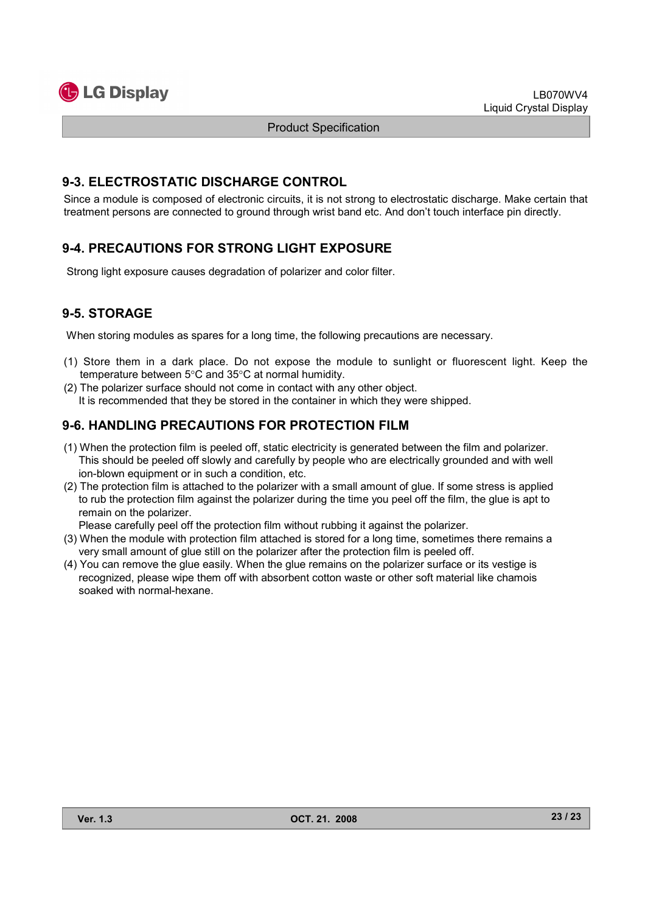## 9-3. ELECTROSTATIC DISCHARGE CONTROL

Since a module is composed of electronic circuits, it is not strong to electrostatic discharge. Make certain that treatment persons are connected to ground through wrist band etc. And don't touch interface pin directly.

## 9-4. PRECAUTIONS FOR STRONG LIGHT EXPOSURE

Strong light exposure causes degradation of polarizer and color filter.

## 9-5. STORAGE

When storing modules as spares for a long time, the following precautions are necessary.

(1) Store them in a dark place. Do not expose the module to sunlight or fluorescent light. Keep the temperature between 5°C and 35°C at normal humidity.

(2) The polarizer surface should not come in contact with any other object.
It is recommended that they be stored in the container in which they were shipped.

## 9-6. HANDLING PRECAUTIONS FOR PROTECTION FILM

(1) When the protection film is peeled off, static electricity is generated between the film and polarizer. This should be peeled off slowly and carefully by people who are electrically grounded and with well ion-blown equipment or in such a condition, etc.

(2) The protection film is attached to the polarizer with a small amount of glue. If some stress is applied to rub the protection film against the polarizer during the time you peel off the film, the glue is apt to remain on the polarizer.
Please carefully peel off the protection film without rubbing it against the polarizer.

(3) When the module with protection film attached is stored for a long time, sometimes there remains a very small amount of glue still on the polarizer after the protection film is peeled off.

(4) You can remove the glue easily. When the glue remains on the polarizer surface or its vestige is recognized, please wipe them off with absorbent cotton waste or other soft material like chamois soaked with normal-hexane.